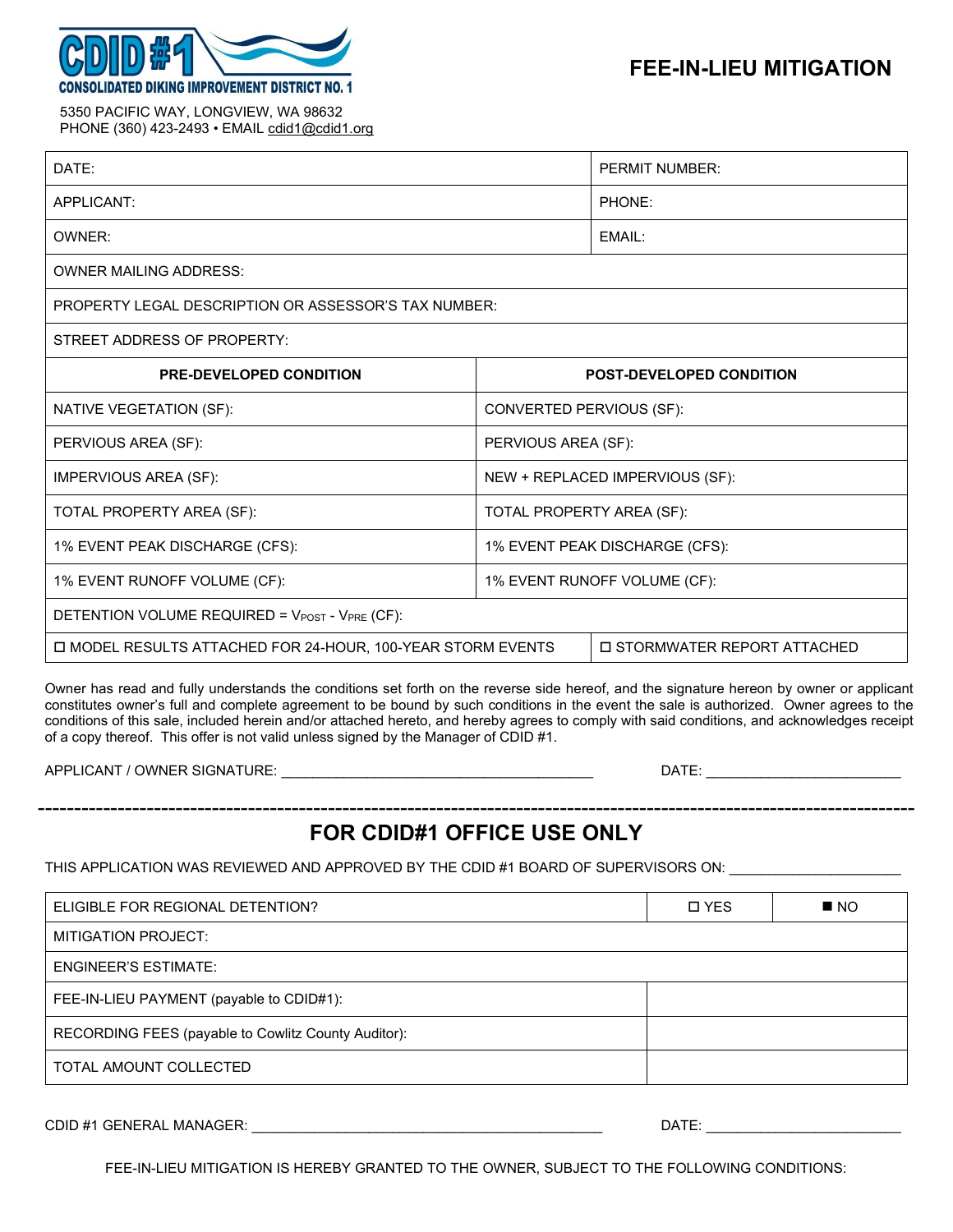CDID #1
CONSOLIDATED DIKING IMPROVEMENT DISTRICT NO. 1

5350 PACIFIC WAY, LONGVIEW, WA 98632
PHONE (360) 423-2493 • EMAIL cdid1@cdid1.org

# FEE-IN-LIEU MITIGATION

| | |
|---|---|
| DATE: | PERMIT NUMBER: |
| APPLICANT: | PHONE: |
| OWNER: | EMAIL: |
| OWNER MAILING ADDRESS: | |
| PROPERTY LEGAL DESCRIPTION OR ASSESSOR'S TAX NUMBER: | |
| STREET ADDRESS OF PROPERTY: | |

| PRE-DEVELOPED CONDITION | POST-DEVELOPED CONDITION |
|---|---|
| NATIVE VEGETATION (SF): | CONVERTED PERVIOUS (SF): |
| PERVIOUS AREA (SF): | PERVIOUS AREA (SF): |
| IMPERVIOUS AREA (SF): | NEW + REPLACED IMPERVIOUS (SF): |
| TOTAL PROPERTY AREA (SF): | TOTAL PROPERTY AREA (SF): |
| 1% EVENT PEAK DISCHARGE (CFS): | 1% EVENT PEAK DISCHARGE (CFS): |
| 1% EVENT RUNOFF VOLUME (CF): | 1% EVENT RUNOFF VOLUME (CF): |
| DETENTION VOLUME REQUIRED = $V_{POST}$ - $V_{PRE}$ (CF): | |
| ☐ MODEL RESULTS ATTACHED FOR 24-HOUR, 100-YEAR STORM EVENTS | ☐ STORMWATER REPORT ATTACHED |

Owner has read and fully understands the conditions set forth on the reverse side hereof, and the signature hereon by owner or applicant constitutes owner's full and complete agreement to be bound by such conditions in the event the sale is authorized. Owner agrees to the conditions of this sale, included herein and/or attached hereto, and hereby agrees to comply with said conditions, and acknowledges receipt of a copy thereof. This offer is not valid unless signed by the Manager of CDID #1.

APPLICANT / OWNER SIGNATURE: ________________________________________ DATE: _________________________

---

## FOR CDID#1 OFFICE USE ONLY

THIS APPLICATION WAS REVIEWED AND APPROVED BY THE CDID #1 BOARD OF SUPERVISORS ON: ______________________

| | | |
|---|---|---|
| ELIGIBLE FOR REGIONAL DETENTION? | ☐ YES | ■ NO |
| MITIGATION PROJECT: | | |
| ENGINEER'S ESTIMATE: | | |
| FEE-IN-LIEU PAYMENT (payable to CDID#1): | | |
| RECORDING FEES (payable to Cowlitz County Auditor): | | |
| TOTAL AMOUNT COLLECTED | | |

CDID #1 GENERAL MANAGER: ____________________________________________ DATE: _________________________

FEE-IN-LIEU MITIGATION IS HEREBY GRANTED TO THE OWNER, SUBJECT TO THE FOLLOWING CONDITIONS: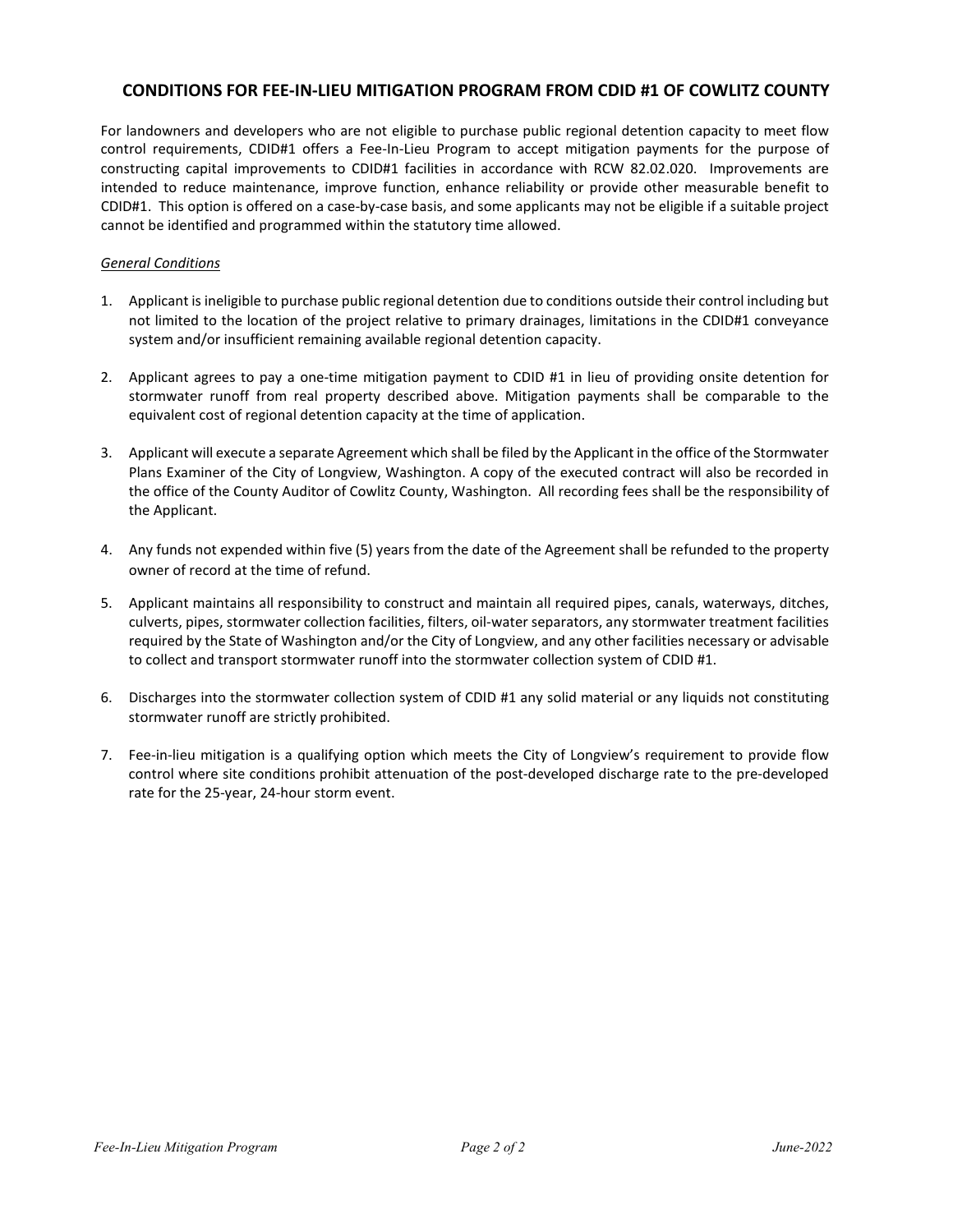## CONDITIONS FOR FEE-IN-LIEU MITIGATION PROGRAM FROM CDID #1 OF COWLITZ COUNTY

For landowners and developers who are not eligible to purchase public regional detention capacity to meet flow control requirements, CDID#1 offers a Fee-In-Lieu Program to accept mitigation payments for the purpose of constructing capital improvements to CDID#1 facilities in accordance with RCW 82.02.020. Improvements are intended to reduce maintenance, improve function, enhance reliability or provide other measurable benefit to CDID#1. This option is offered on a case-by-case basis, and some applicants may not be eligible if a suitable project cannot be identified and programmed within the statutory time allowed.

*General Conditions*

1. Applicant is ineligible to purchase public regional detention due to conditions outside their control including but not limited to the location of the project relative to primary drainages, limitations in the CDID#1 conveyance system and/or insufficient remaining available regional detention capacity.

2. Applicant agrees to pay a one-time mitigation payment to CDID #1 in lieu of providing onsite detention for stormwater runoff from real property described above. Mitigation payments shall be comparable to the equivalent cost of regional detention capacity at the time of application.

3. Applicant will execute a separate Agreement which shall be filed by the Applicant in the office of the Stormwater Plans Examiner of the City of Longview, Washington. A copy of the executed contract will also be recorded in the office of the County Auditor of Cowlitz County, Washington. All recording fees shall be the responsibility of the Applicant.

4. Any funds not expended within five (5) years from the date of the Agreement shall be refunded to the property owner of record at the time of refund.

5. Applicant maintains all responsibility to construct and maintain all required pipes, canals, waterways, ditches, culverts, pipes, stormwater collection facilities, filters, oil-water separators, any stormwater treatment facilities required by the State of Washington and/or the City of Longview, and any other facilities necessary or advisable to collect and transport stormwater runoff into the stormwater collection system of CDID #1.

6. Discharges into the stormwater collection system of CDID #1 any solid material or any liquids not constituting stormwater runoff are strictly prohibited.

7. Fee-in-lieu mitigation is a qualifying option which meets the City of Longview's requirement to provide flow control where site conditions prohibit attenuation of the post-developed discharge rate to the pre-developed rate for the 25-year, 24-hour storm event.